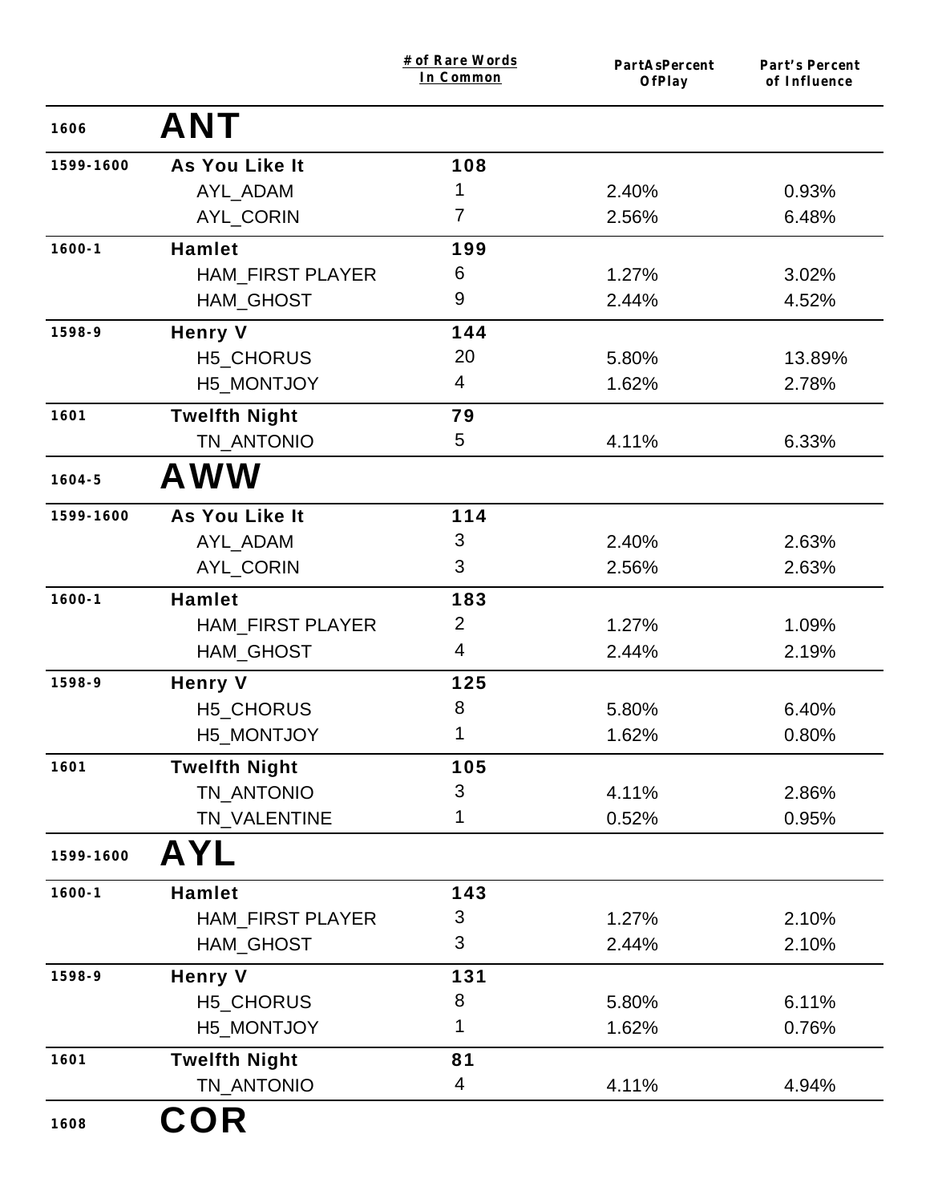| | | # of Rare Words In Common | PartAsPercent OfPlay | Part's Percent of Influence |
|---|---|---|---|---|
| 1606 | **ANT** | | | |
| 1599-1600 | **As You Like It** | **108** | | |
| | AYL_ADAM | 1 | 2.40% | 0.93% |
| | AYL_CORIN | 7 | 2.56% | 6.48% |
| 1600-1 | **Hamlet** | **199** | | |
| | HAM_FIRST PLAYER | 6 | 1.27% | 3.02% |
| | HAM_GHOST | 9 | 2.44% | 4.52% |
| 1598-9 | **Henry V** | **144** | | |
| | H5_CHORUS | 20 | 5.80% | 13.89% |
| | H5_MONTJOY | 4 | 1.62% | 2.78% |
| 1601 | **Twelfth Night** | **79** | | |
| | TN_ANTONIO | 5 | 4.11% | 6.33% |
| 1604-5 | **AWW** | | | |
| 1599-1600 | **As You Like It** | **114** | | |
| | AYL_ADAM | 3 | 2.40% | 2.63% |
| | AYL_CORIN | 3 | 2.56% | 2.63% |
| 1600-1 | **Hamlet** | **183** | | |
| | HAM_FIRST PLAYER | 2 | 1.27% | 1.09% |
| | HAM_GHOST | 4 | 2.44% | 2.19% |
| 1598-9 | **Henry V** | **125** | | |
| | H5_CHORUS | 8 | 5.80% | 6.40% |
| | H5_MONTJOY | 1 | 1.62% | 0.80% |
| 1601 | **Twelfth Night** | **105** | | |
| | TN_ANTONIO | 3 | 4.11% | 2.86% |
| | TN_VALENTINE | 1 | 0.52% | 0.95% |
| 1599-1600 | **AYL** | | | |
| 1600-1 | **Hamlet** | **143** | | |
| | HAM_FIRST PLAYER | 3 | 1.27% | 2.10% |
| | HAM_GHOST | 3 | 2.44% | 2.10% |
| 1598-9 | **Henry V** | **131** | | |
| | H5_CHORUS | 8 | 5.80% | 6.11% |
| | H5_MONTJOY | 1 | 1.62% | 0.76% |
| 1601 | **Twelfth Night** | **81** | | |
| | TN_ANTONIO | 4 | 4.11% | 4.94% |
| 1608 | **COR** | | | |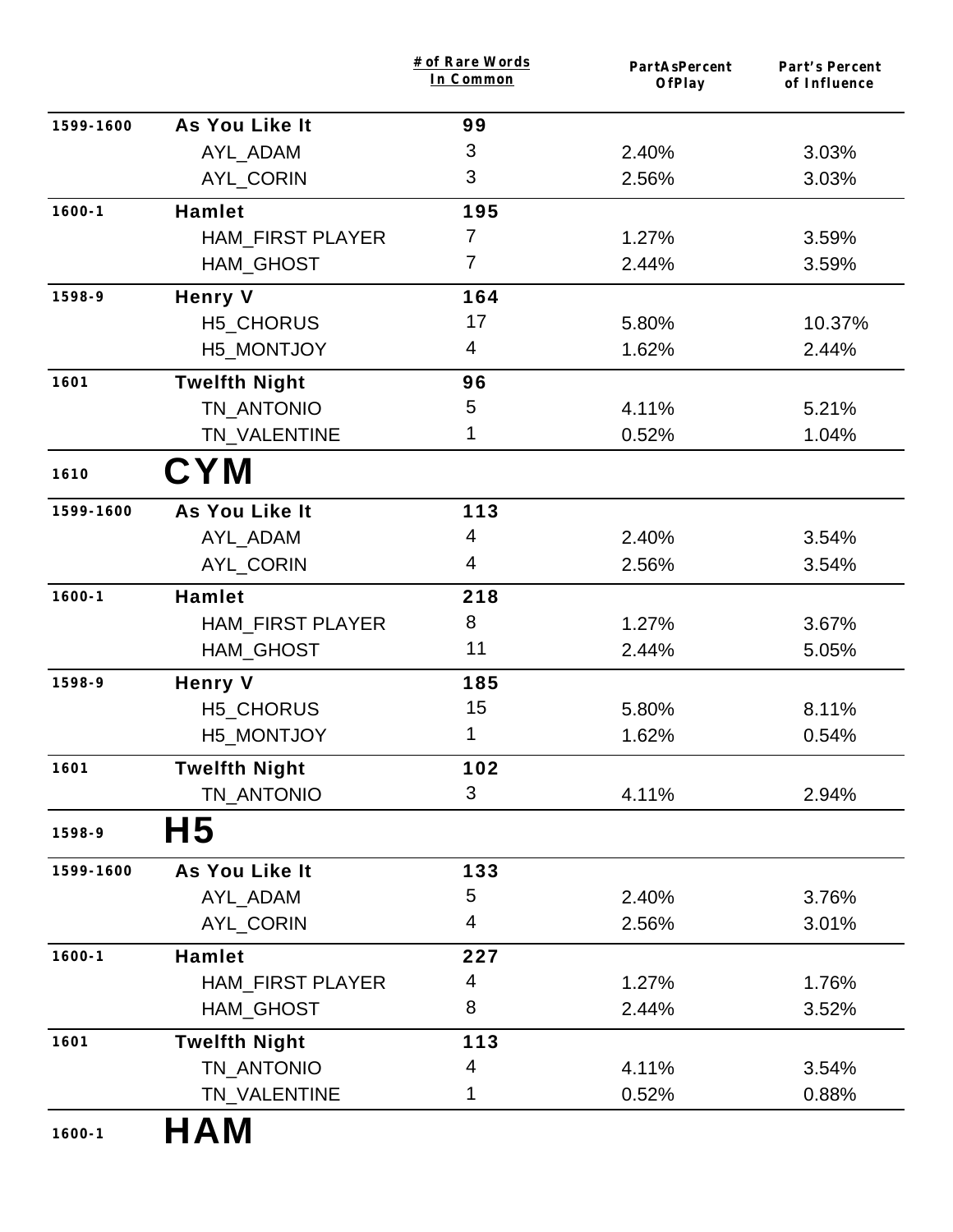| | | # of Rare Words In Common | PartAsPercent OfPlay | Part's Percent of Influence |
|---|---|---|---|---|
| 1599-1600 | **As You Like It** | **99** | | |
| | AYL_ADAM | 3 | 2.40% | 3.03% |
| | AYL_CORIN | 3 | 2.56% | 3.03% |
| 1600-1 | **Hamlet** | **195** | | |
| | HAM_FIRST PLAYER | 7 | 1.27% | 3.59% |
| | HAM_GHOST | 7 | 2.44% | 3.59% |
| 1598-9 | **Henry V** | **164** | | |
| | H5_CHORUS | 17 | 5.80% | 10.37% |
| | H5_MONTJOY | 4 | 1.62% | 2.44% |
| 1601 | **Twelfth Night** | **96** | | |
| | TN_ANTONIO | 5 | 4.11% | 5.21% |
| | TN_VALENTINE | 1 | 0.52% | 1.04% |

## 1610 CYM

| | | # of Rare Words In Common | PartAsPercent OfPlay | Part's Percent of Influence |
|---|---|---|---|---|
| 1599-1600 | **As You Like It** | **113** | | |
| | AYL_ADAM | 4 | 2.40% | 3.54% |
| | AYL_CORIN | 4 | 2.56% | 3.54% |
| 1600-1 | **Hamlet** | **218** | | |
| | HAM_FIRST PLAYER | 8 | 1.27% | 3.67% |
| | HAM_GHOST | 11 | 2.44% | 5.05% |
| 1598-9 | **Henry V** | **185** | | |
| | H5_CHORUS | 15 | 5.80% | 8.11% |
| | H5_MONTJOY | 1 | 1.62% | 0.54% |
| 1601 | **Twelfth Night** | **102** | | |
| | TN_ANTONIO | 3 | 4.11% | 2.94% |

## 1598-9 H5

| | | # of Rare Words In Common | PartAsPercent OfPlay | Part's Percent of Influence |
|---|---|---|---|---|
| 1599-1600 | **As You Like It** | **133** | | |
| | AYL_ADAM | 5 | 2.40% | 3.76% |
| | AYL_CORIN | 4 | 2.56% | 3.01% |
| 1600-1 | **Hamlet** | **227** | | |
| | HAM_FIRST PLAYER | 4 | 1.27% | 1.76% |
| | HAM_GHOST | 8 | 2.44% | 3.52% |
| 1601 | **Twelfth Night** | **113** | | |
| | TN_ANTONIO | 4 | 4.11% | 3.54% |
| | TN_VALENTINE | 1 | 0.52% | 0.88% |

## 1600-1 HAM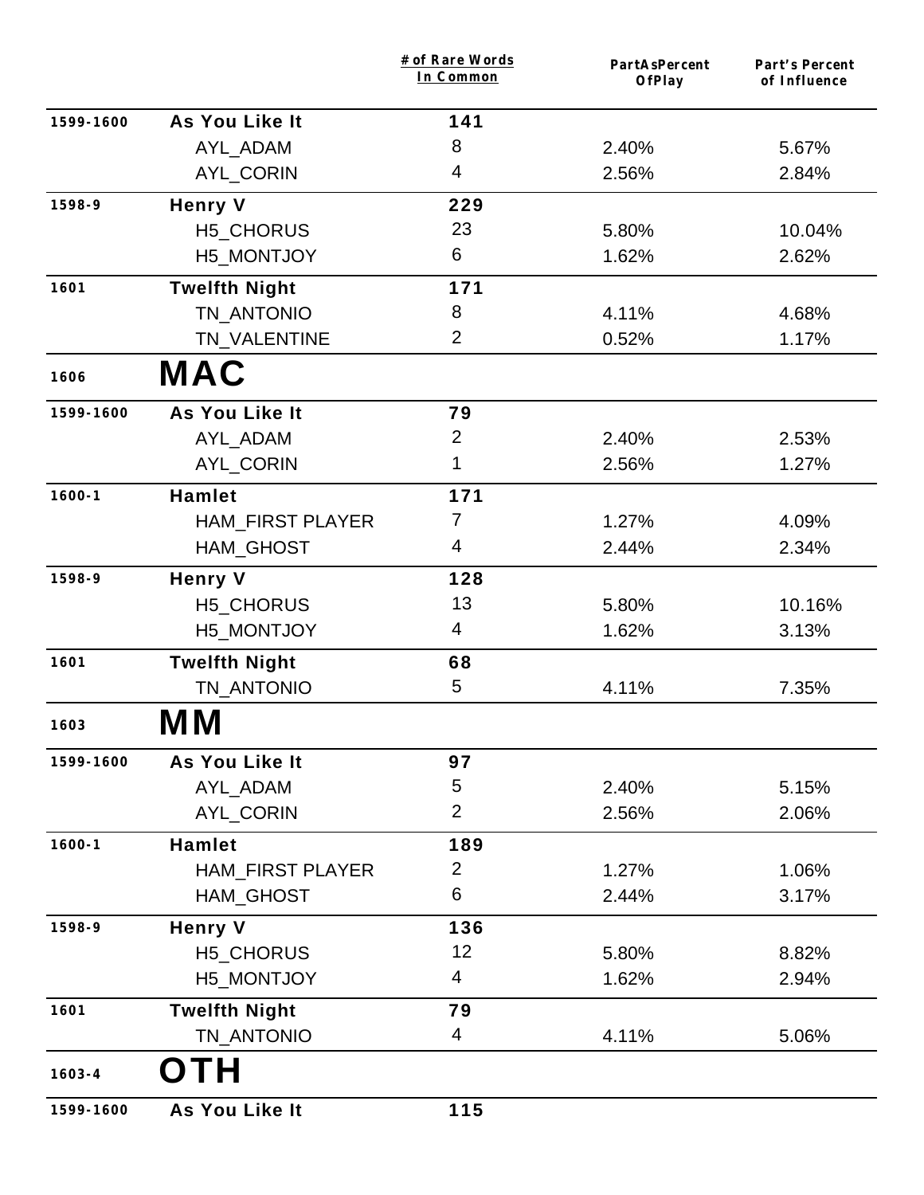| | | # of Rare Words In Common | PartAsPercent OfPlay | Part's Percent of Influence |
|---|---|---|---|---|
| 1599-1600 | **As You Like It** | **141** | | |
| | AYL_ADAM | 8 | 2.40% | 5.67% |
| | AYL_CORIN | 4 | 2.56% | 2.84% |
| 1598-9 | **Henry V** | **229** | | |
| | H5_CHORUS | 23 | 5.80% | 10.04% |
| | H5_MONTJOY | 6 | 1.62% | 2.62% |
| 1601 | **Twelfth Night** | **171** | | |
| | TN_ANTONIO | 8 | 4.11% | 4.68% |
| | TN_VALENTINE | 2 | 0.52% | 1.17% |
| 1606 | **MAC** | | | |
| 1599-1600 | **As You Like It** | **79** | | |
| | AYL_ADAM | 2 | 2.40% | 2.53% |
| | AYL_CORIN | 1 | 2.56% | 1.27% |
| 1600-1 | **Hamlet** | **171** | | |
| | HAM_FIRST PLAYER | 7 | 1.27% | 4.09% |
| | HAM_GHOST | 4 | 2.44% | 2.34% |
| 1598-9 | **Henry V** | **128** | | |
| | H5_CHORUS | 13 | 5.80% | 10.16% |
| | H5_MONTJOY | 4 | 1.62% | 3.13% |
| 1601 | **Twelfth Night** | **68** | | |
| | TN_ANTONIO | 5 | 4.11% | 7.35% |
| 1603 | **MM** | | | |
| 1599-1600 | **As You Like It** | **97** | | |
| | AYL_ADAM | 5 | 2.40% | 5.15% |
| | AYL_CORIN | 2 | 2.56% | 2.06% |
| 1600-1 | **Hamlet** | **189** | | |
| | HAM_FIRST PLAYER | 2 | 1.27% | 1.06% |
| | HAM_GHOST | 6 | 2.44% | 3.17% |
| 1598-9 | **Henry V** | **136** | | |
| | H5_CHORUS | 12 | 5.80% | 8.82% |
| | H5_MONTJOY | 4 | 1.62% | 2.94% |
| 1601 | **Twelfth Night** | **79** | | |
| | TN_ANTONIO | 4 | 4.11% | 5.06% |
| 1603-4 | **OTH** | | | |
| 1599-1600 | **As You Like It** | **115** | | |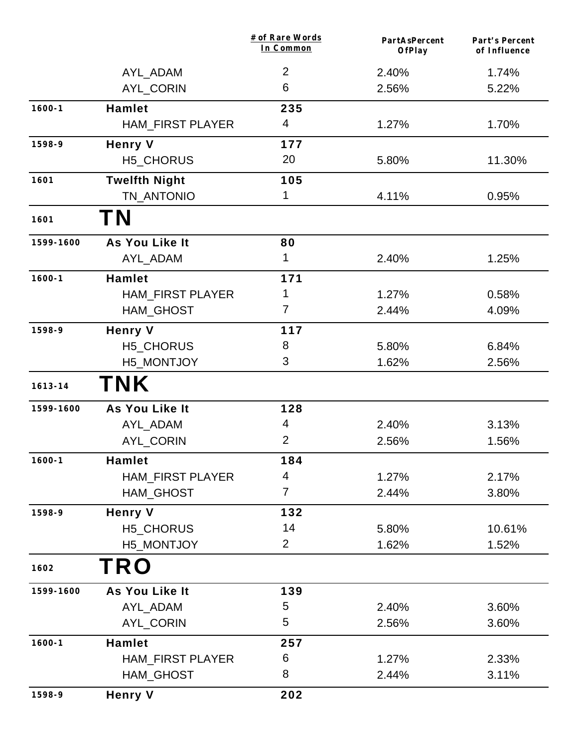| | | # of Rare Words In Common | PartAsPercent OfPlay | Part's Percent of Influence |
|---|---|---|---|---|
| | AYL_ADAM | 2 | 2.40% | 1.74% |
| | AYL_CORIN | 6 | 2.56% | 5.22% |
| **1600-1** | **Hamlet** | **235** | | |
| | HAM_FIRST PLAYER | 4 | 1.27% | 1.70% |
| **1598-9** | **Henry V** | **177** | | |
| | H5_CHORUS | 20 | 5.80% | 11.30% |
| **1601** | **Twelfth Night** | **105** | | |
| | TN_ANTONIO | 1 | 4.11% | 0.95% |
| **1601** | **TN** | | | |
| **1599-1600** | **As You Like It** | **80** | | |
| | AYL_ADAM | 1 | 2.40% | 1.25% |
| **1600-1** | **Hamlet** | **171** | | |
| | HAM_FIRST PLAYER | 1 | 1.27% | 0.58% |
| | HAM_GHOST | 7 | 2.44% | 4.09% |
| **1598-9** | **Henry V** | **117** | | |
| | H5_CHORUS | 8 | 5.80% | 6.84% |
| | H5_MONTJOY | 3 | 1.62% | 2.56% |
| **1613-14** | **TNK** | | | |
| **1599-1600** | **As You Like It** | **128** | | |
| | AYL_ADAM | 4 | 2.40% | 3.13% |
| | AYL_CORIN | 2 | 2.56% | 1.56% |
| **1600-1** | **Hamlet** | **184** | | |
| | HAM_FIRST PLAYER | 4 | 1.27% | 2.17% |
| | HAM_GHOST | 7 | 2.44% | 3.80% |
| **1598-9** | **Henry V** | **132** | | |
| | H5_CHORUS | 14 | 5.80% | 10.61% |
| | H5_MONTJOY | 2 | 1.62% | 1.52% |
| **1602** | **TRO** | | | |
| **1599-1600** | **As You Like It** | **139** | | |
| | AYL_ADAM | 5 | 2.40% | 3.60% |
| | AYL_CORIN | 5 | 2.56% | 3.60% |
| **1600-1** | **Hamlet** | **257** | | |
| | HAM_FIRST PLAYER | 6 | 1.27% | 2.33% |
| | HAM_GHOST | 8 | 2.44% | 3.11% |
| **1598-9** | **Henry V** | **202** | | |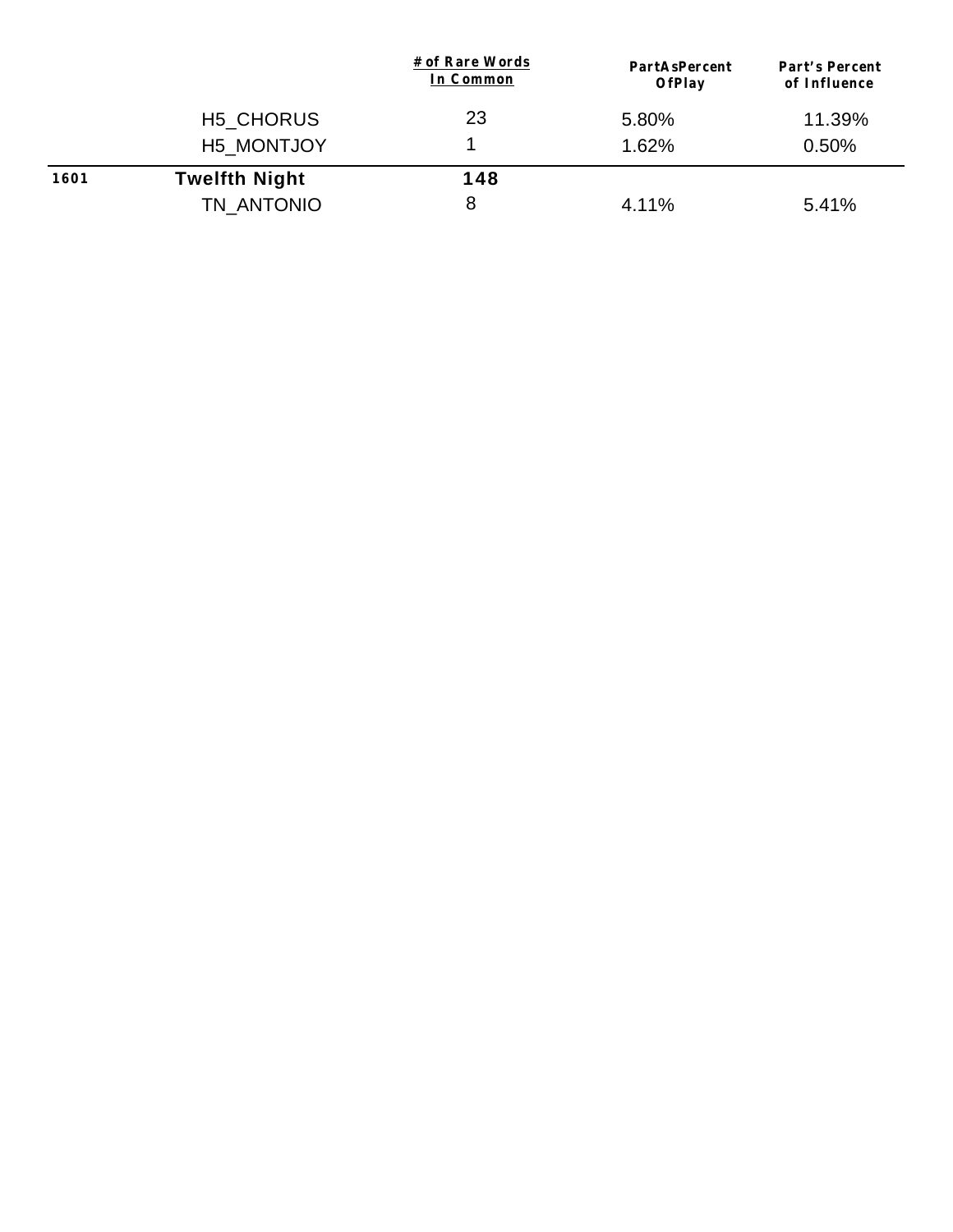| | | # of Rare Words In Common | PartAsPercent OfPlay | Part's Percent of Influence |
|---|---|---|---|---|
| | H5_CHORUS | 23 | 5.80% | 11.39% |
| | H5_MONTJOY | 1 | 1.62% | 0.50% |
| **1601** | **Twelfth Night** | **148** | | |
| | TN_ANTONIO | 8 | 4.11% | 5.41% |